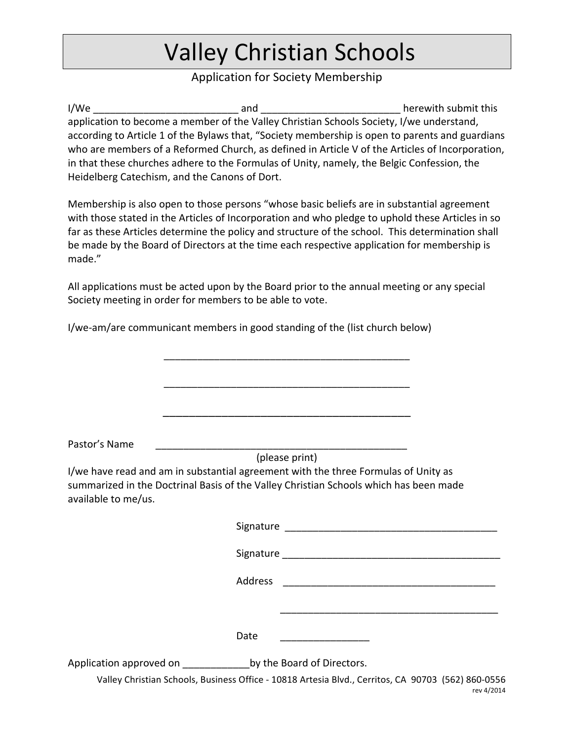# Valley Christian Schools

Application for Society Membership

I/We __________________________ and _________________________ herewith submit this application to become a member of the Valley Christian Schools Society, I/we understand, according to Article 1 of the Bylaws that, "Society membership is open to parents and guardians who are members of a Reformed Church, as defined in Article V of the Articles of Incorporation, in that these churches adhere to the Formulas of Unity, namely, the Belgic Confession, the Heidelberg Catechism, and the Canons of Dort.

Membership is also open to those persons "whose basic beliefs are in substantial agreement with those stated in the Articles of Incorporation and who pledge to uphold these Articles in so far as these Articles determine the policy and structure of the school. This determination shall be made by the Board of Directors at the time each respective application for membership is made."

All applications must be acted upon by the Board prior to the annual meeting or any special Society meeting in order for members to be able to vote.

I/we-am/are communicant members in good standing of the (list church below)

_____________________________________________

_____________________________________________

_____________________________________________

Pastor's Name _____________________________________________
(please print)

I/we have read and am in substantial agreement with the three Formulas of Unity as summarized in the Doctrinal Basis of the Valley Christian Schools which has been made available to me/us.

Signature _______________________________________

Signature _______________________________________

Address _______________________________________

_______________________________________

Date ________________

Application approved on ____________by the Board of Directors.

Valley Christian Schools, Business Office - 10818 Artesia Blvd., Cerritos, CA 90703 (562) 860-0556

rev 4/2014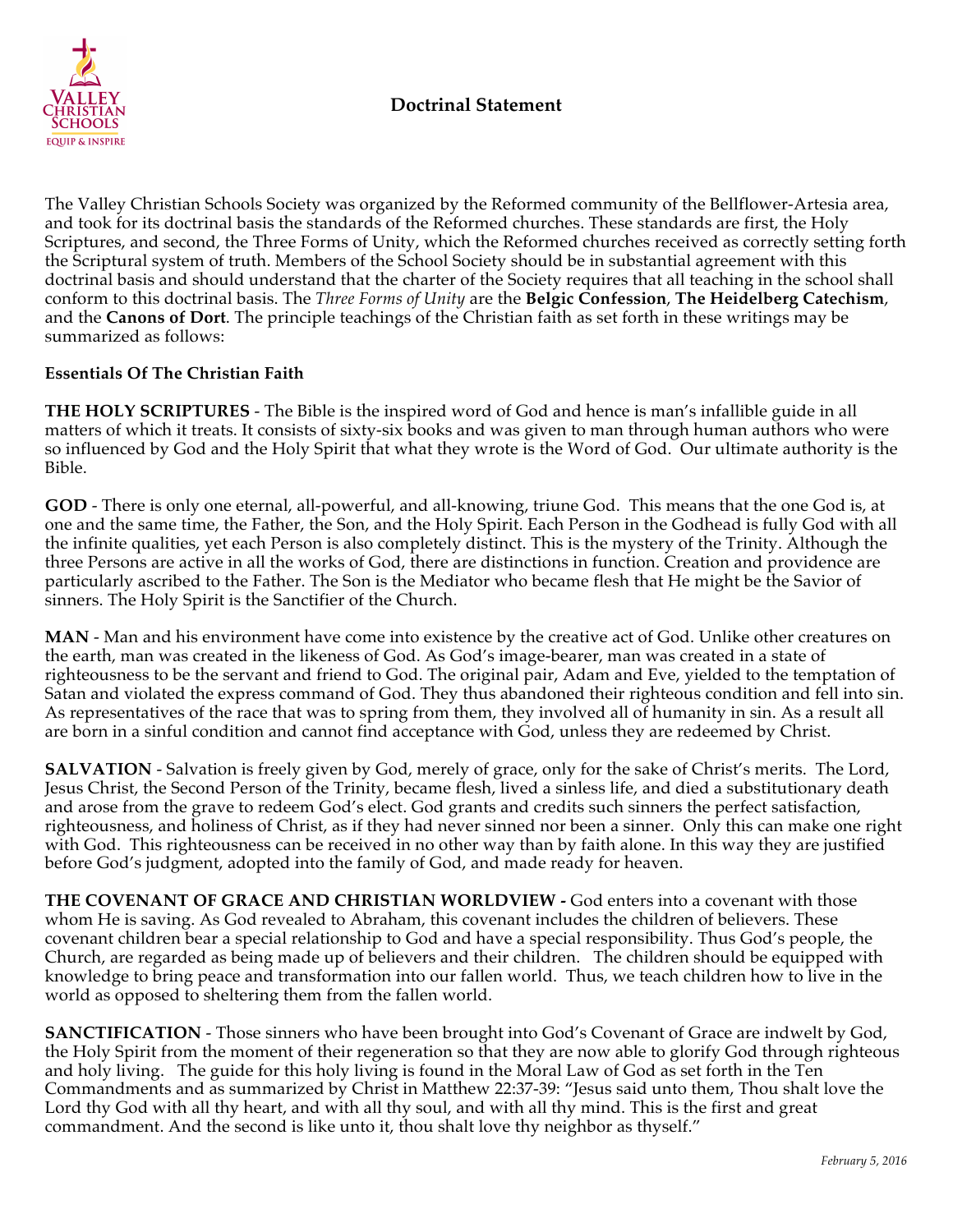# Doctrinal Statement

The Valley Christian Schools Society was organized by the Reformed community of the Bellflower-Artesia area, and took for its doctrinal basis the standards of the Reformed churches. These standards are first, the Holy Scriptures, and second, the Three Forms of Unity, which the Reformed churches received as correctly setting forth the Scriptural system of truth. Members of the School Society should be in substantial agreement with this doctrinal basis and should understand that the charter of the Society requires that all teaching in the school shall conform to this doctrinal basis. The *Three Forms of Unity* are the **Belgic Confession**, **The Heidelberg Catechism**, and the **Canons of Dort**. The principle teachings of the Christian faith as set forth in these writings may be summarized as follows:

**Essentials Of The Christian Faith**

**THE HOLY SCRIPTURES** - The Bible is the inspired word of God and hence is man's infallible guide in all matters of which it treats. It consists of sixty-six books and was given to man through human authors who were so influenced by God and the Holy Spirit that what they wrote is the Word of God. Our ultimate authority is the Bible.

**GOD** - There is only one eternal, all-powerful, and all-knowing, triune God. This means that the one God is, at one and the same time, the Father, the Son, and the Holy Spirit. Each Person in the Godhead is fully God with all the infinite qualities, yet each Person is also completely distinct. This is the mystery of the Trinity. Although the three Persons are active in all the works of God, there are distinctions in function. Creation and providence are particularly ascribed to the Father. The Son is the Mediator who became flesh that He might be the Savior of sinners. The Holy Spirit is the Sanctifier of the Church.

**MAN** - Man and his environment have come into existence by the creative act of God. Unlike other creatures on the earth, man was created in the likeness of God. As God's image-bearer, man was created in a state of righteousness to be the servant and friend to God. The original pair, Adam and Eve, yielded to the temptation of Satan and violated the express command of God. They thus abandoned their righteous condition and fell into sin. As representatives of the race that was to spring from them, they involved all of humanity in sin. As a result all are born in a sinful condition and cannot find acceptance with God, unless they are redeemed by Christ.

**SALVATION** - Salvation is freely given by God, merely of grace, only for the sake of Christ's merits. The Lord, Jesus Christ, the Second Person of the Trinity, became flesh, lived a sinless life, and died a substitutionary death and arose from the grave to redeem God's elect. God grants and credits such sinners the perfect satisfaction, righteousness, and holiness of Christ, as if they had never sinned nor been a sinner. Only this can make one right with God. This righteousness can be received in no other way than by faith alone. In this way they are justified before God's judgment, adopted into the family of God, and made ready for heaven.

**THE COVENANT OF GRACE AND CHRISTIAN WORLDVIEW -** God enters into a covenant with those whom He is saving. As God revealed to Abraham, this covenant includes the children of believers. These covenant children bear a special relationship to God and have a special responsibility. Thus God's people, the Church, are regarded as being made up of believers and their children. The children should be equipped with knowledge to bring peace and transformation into our fallen world. Thus, we teach children how to live in the world as opposed to sheltering them from the fallen world.

**SANCTIFICATION** - Those sinners who have been brought into God's Covenant of Grace are indwelt by God, the Holy Spirit from the moment of their regeneration so that they are now able to glorify God through righteous and holy living. The guide for this holy living is found in the Moral Law of God as set forth in the Ten Commandments and as summarized by Christ in Matthew 22:37-39: "Jesus said unto them, Thou shalt love the Lord thy God with all thy heart, and with all thy soul, and with all thy mind. This is the first and great commandment. And the second is like unto it, thou shalt love thy neighbor as thyself."

*February 5, 2016*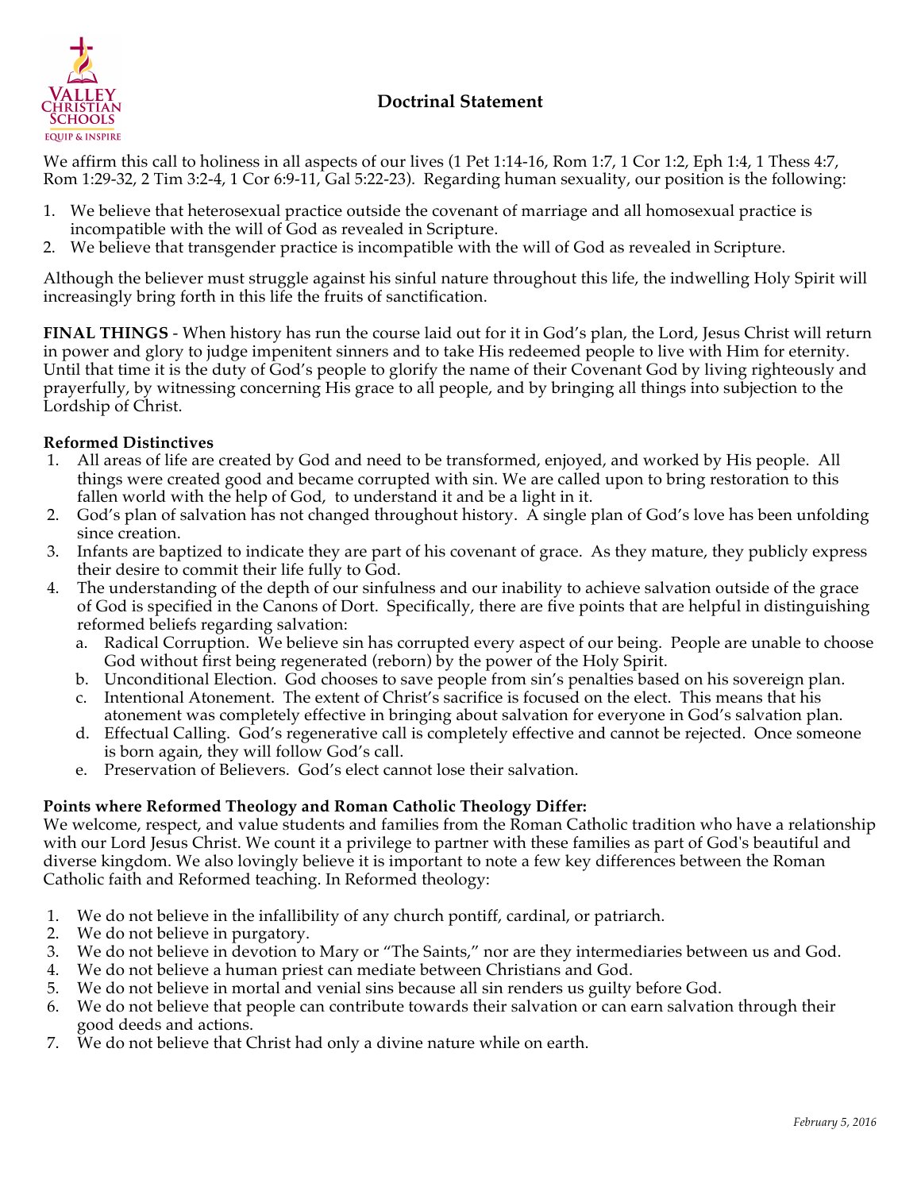Doctrinal Statement

We affirm this call to holiness in all aspects of our lives (1 Pet 1:14-16, Rom 1:7, 1 Cor 1:2, Eph 1:4, 1 Thess 4:7, Rom 1:29-32, 2 Tim 3:2-4, 1 Cor 6:9-11, Gal 5:22-23). Regarding human sexuality, our position is the following:

1. We believe that heterosexual practice outside the covenant of marriage and all homosexual practice is incompatible with the will of God as revealed in Scripture.
2. We believe that transgender practice is incompatible with the will of God as revealed in Scripture.

Although the believer must struggle against his sinful nature throughout this life, the indwelling Holy Spirit will increasingly bring forth in this life the fruits of sanctification.

**FINAL THINGS** - When history has run the course laid out for it in God's plan, the Lord, Jesus Christ will return in power and glory to judge impenitent sinners and to take His redeemed people to live with Him for eternity. Until that time it is the duty of God's people to glorify the name of their Covenant God by living righteously and prayerfully, by witnessing concerning His grace to all people, and by bringing all things into subjection to the Lordship of Christ.

**Reformed Distinctives**

1. All areas of life are created by God and need to be transformed, enjoyed, and worked by His people. All things were created good and became corrupted with sin. We are called upon to bring restoration to this fallen world with the help of God, to understand it and be a light in it.
2. God's plan of salvation has not changed throughout history. A single plan of God's love has been unfolding since creation.
3. Infants are baptized to indicate they are part of his covenant of grace. As they mature, they publicly express their desire to commit their life fully to God.
4. The understanding of the depth of our sinfulness and our inability to achieve salvation outside of the grace of God is specified in the Canons of Dort. Specifically, there are five points that are helpful in distinguishing reformed beliefs regarding salvation:
   a. Radical Corruption. We believe sin has corrupted every aspect of our being. People are unable to choose God without first being regenerated (reborn) by the power of the Holy Spirit.
   b. Unconditional Election. God chooses to save people from sin's penalties based on his sovereign plan.
   c. Intentional Atonement. The extent of Christ's sacrifice is focused on the elect. This means that his atonement was completely effective in bringing about salvation for everyone in God's salvation plan.
   d. Effectual Calling. God's regenerative call is completely effective and cannot be rejected. Once someone is born again, they will follow God's call.
   e. Preservation of Believers. God's elect cannot lose their salvation.

**Points where Reformed Theology and Roman Catholic Theology Differ:**

We welcome, respect, and value students and families from the Roman Catholic tradition who have a relationship with our Lord Jesus Christ. We count it a privilege to partner with these families as part of God's beautiful and diverse kingdom. We also lovingly believe it is important to note a few key differences between the Roman Catholic faith and Reformed teaching. In Reformed theology:

1. We do not believe in the infallibility of any church pontiff, cardinal, or patriarch.
2. We do not believe in purgatory.
3. We do not believe in devotion to Mary or "The Saints," nor are they intermediaries between us and God.
4. We do not believe a human priest can mediate between Christians and God.
5. We do not believe in mortal and venial sins because all sin renders us guilty before God.
6. We do not believe that people can contribute towards their salvation or can earn salvation through their good deeds and actions.
7. We do not believe that Christ had only a divine nature while on earth.

*February 5, 2016*